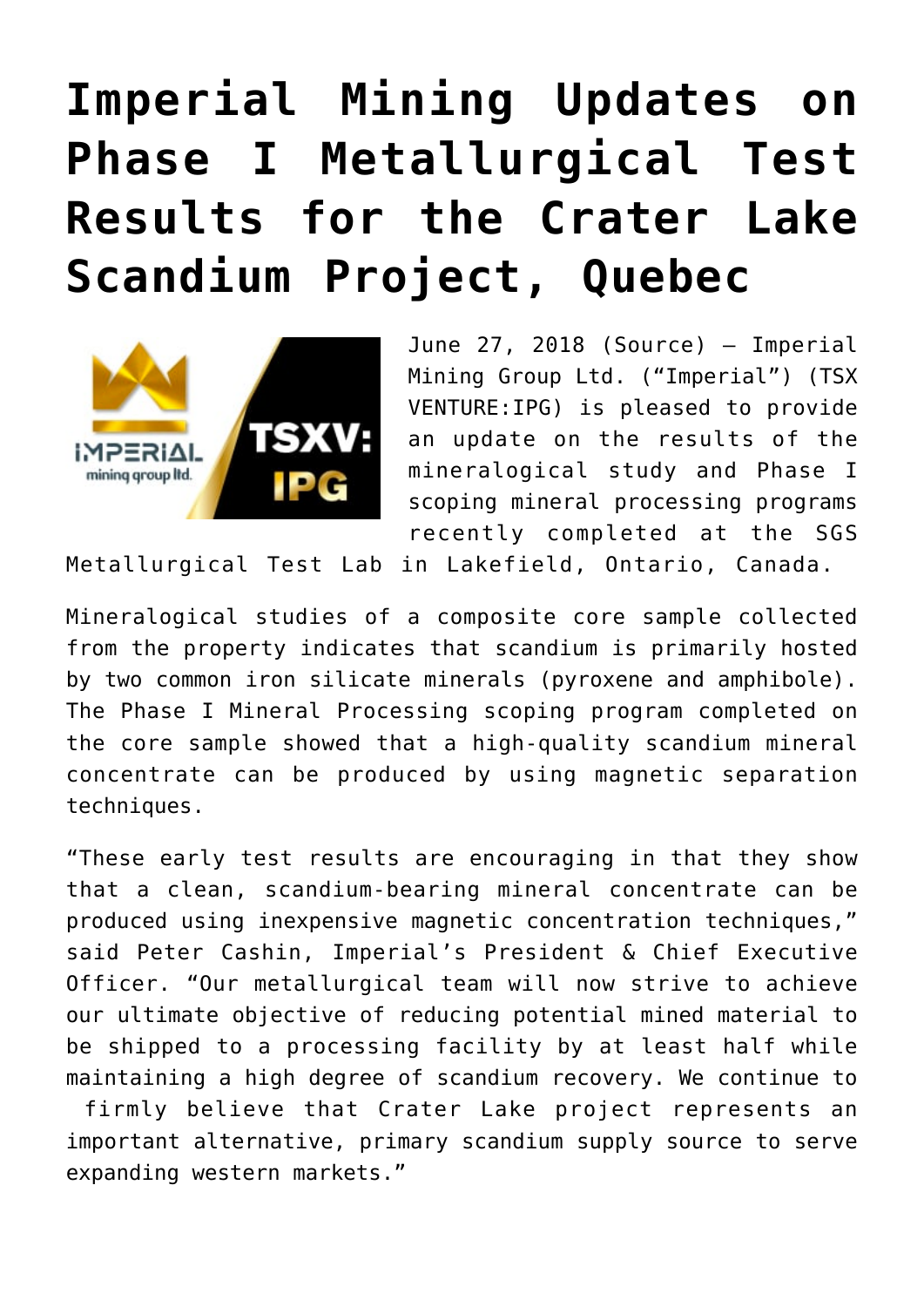# Imperial Mining Updates on Phase I Metallurgical Test Results for the Crater Lake Scandium Project, Quebec

June 27, 2018 (Source) — Imperial Mining Group Ltd. ("Imperial") (TSX VENTURE:IPG) is pleased to provide an update on the results of the mineralogical study and Phase I scoping mineral processing programs recently completed at the SGS Metallurgical Test Lab in Lakefield, Ontario, Canada.

Mineralogical studies of a composite core sample collected from the property indicates that scandium is primarily hosted by two common iron silicate minerals (pyroxene and amphibole). The Phase I Mineral Processing scoping program completed on the core sample showed that a high-quality scandium mineral concentrate can be produced by using magnetic separation techniques.

"These early test results are encouraging in that they show that a clean, scandium-bearing mineral concentrate can be produced using inexpensive magnetic concentration techniques," said Peter Cashin, Imperial's President & Chief Executive Officer. "Our metallurgical team will now strive to achieve our ultimate objective of reducing potential mined material to be shipped to a processing facility by at least half while maintaining a high degree of scandium recovery. We continue to firmly believe that Crater Lake project represents an important alternative, primary scandium supply source to serve expanding western markets."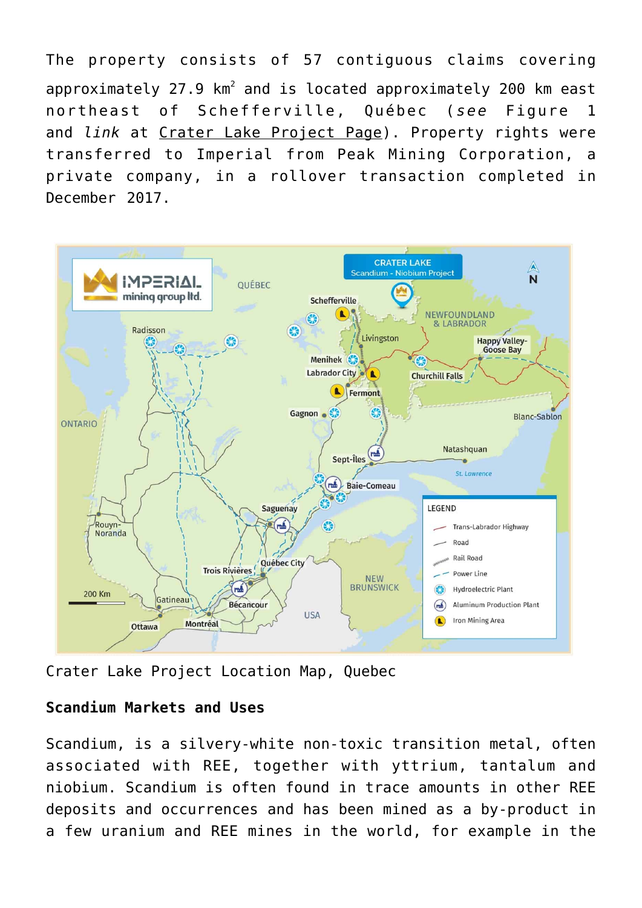The property consists of 57 contiguous claims covering approximately 27.9 km$^2$ and is located approximately 200 km east northeast of Schefferville, Québec (*see* Figure 1 and *link* at Crater Lake Project Page). Property rights were transferred to Imperial from Peak Mining Corporation, a private company, in a rollover transaction completed in December 2017.

Crater Lake Project Location Map, Quebec

**Scandium Markets and Uses**

Scandium, is a silvery-white non-toxic transition metal, often associated with REE, together with yttrium, tantalum and niobium. Scandium is often found in trace amounts in other REE deposits and occurrences and has been mined as a by-product in a few uranium and REE mines in the world, for example in the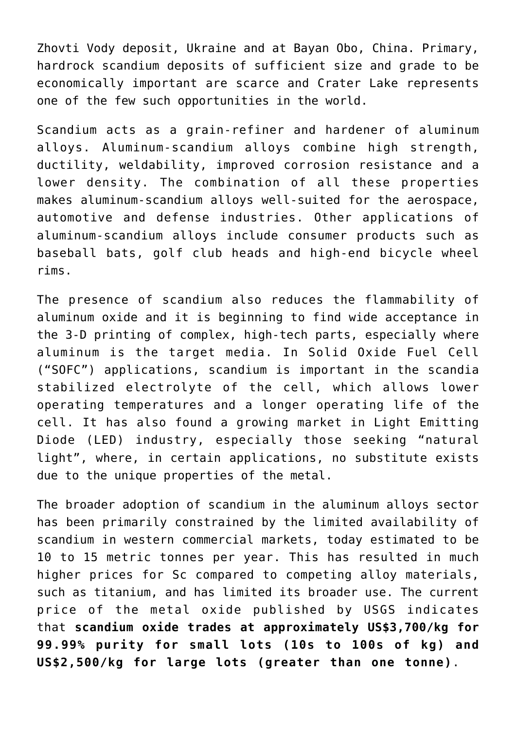Zhovti Vody deposit, Ukraine and at Bayan Obo, China. Primary, hardrock scandium deposits of sufficient size and grade to be economically important are scarce and Crater Lake represents one of the few such opportunities in the world.

Scandium acts as a grain-refiner and hardener of aluminum alloys. Aluminum-scandium alloys combine high strength, ductility, weldability, improved corrosion resistance and a lower density. The combination of all these properties makes aluminum-scandium alloys well-suited for the aerospace, automotive and defense industries. Other applications of aluminum-scandium alloys include consumer products such as baseball bats, golf club heads and high-end bicycle wheel rims.

The presence of scandium also reduces the flammability of aluminum oxide and it is beginning to find wide acceptance in the 3-D printing of complex, high-tech parts, especially where aluminum is the target media. In Solid Oxide Fuel Cell ("SOFC") applications, scandium is important in the scandia stabilized electrolyte of the cell, which allows lower operating temperatures and a longer operating life of the cell. It has also found a growing market in Light Emitting Diode (LED) industry, especially those seeking "natural light", where, in certain applications, no substitute exists due to the unique properties of the metal.

The broader adoption of scandium in the aluminum alloys sector has been primarily constrained by the limited availability of scandium in western commercial markets, today estimated to be 10 to 15 metric tonnes per year. This has resulted in much higher prices for Sc compared to competing alloy materials, such as titanium, and has limited its broader use. The current price of the metal oxide published by USGS indicates that **scandium oxide trades at approximately US$3,700/kg for 99.99% purity for small lots (10s to 100s of kg) and US$2,500/kg for large lots (greater than one tonne)**.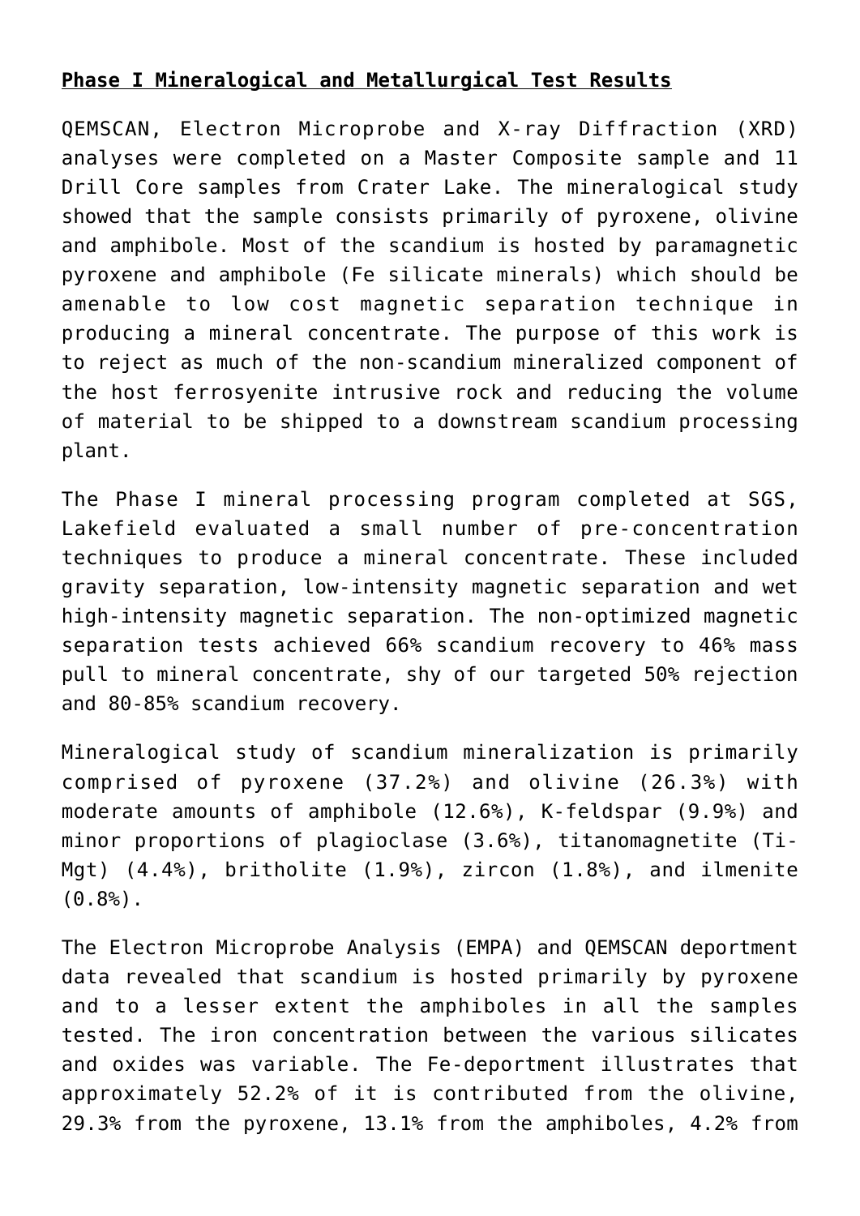**Phase I Mineralogical and Metallurgical Test Results**

QEMSCAN, Electron Microprobe and X-ray Diffraction (XRD) analyses were completed on a Master Composite sample and 11 Drill Core samples from Crater Lake. The mineralogical study showed that the sample consists primarily of pyroxene, olivine and amphibole. Most of the scandium is hosted by paramagnetic pyroxene and amphibole (Fe silicate minerals) which should be amenable to low cost magnetic separation technique in producing a mineral concentrate. The purpose of this work is to reject as much of the non-scandium mineralized component of the host ferrosyenite intrusive rock and reducing the volume of material to be shipped to a downstream scandium processing plant.

The Phase I mineral processing program completed at SGS, Lakefield evaluated a small number of pre-concentration techniques to produce a mineral concentrate. These included gravity separation, low-intensity magnetic separation and wet high-intensity magnetic separation. The non-optimized magnetic separation tests achieved 66% scandium recovery to 46% mass pull to mineral concentrate, shy of our targeted 50% rejection and 80-85% scandium recovery.

Mineralogical study of scandium mineralization is primarily comprised of pyroxene (37.2%) and olivine (26.3%) with moderate amounts of amphibole (12.6%), K-feldspar (9.9%) and minor proportions of plagioclase (3.6%), titanomagnetite (Ti-Mgt) (4.4%), britholite (1.9%), zircon (1.8%), and ilmenite (0.8%).

The Electron Microprobe Analysis (EMPA) and QEMSCAN deportment data revealed that scandium is hosted primarily by pyroxene and to a lesser extent the amphiboles in all the samples tested. The iron concentration between the various silicates and oxides was variable. The Fe-deportment illustrates that approximately 52.2% of it is contributed from the olivine, 29.3% from the pyroxene, 13.1% from the amphiboles, 4.2% from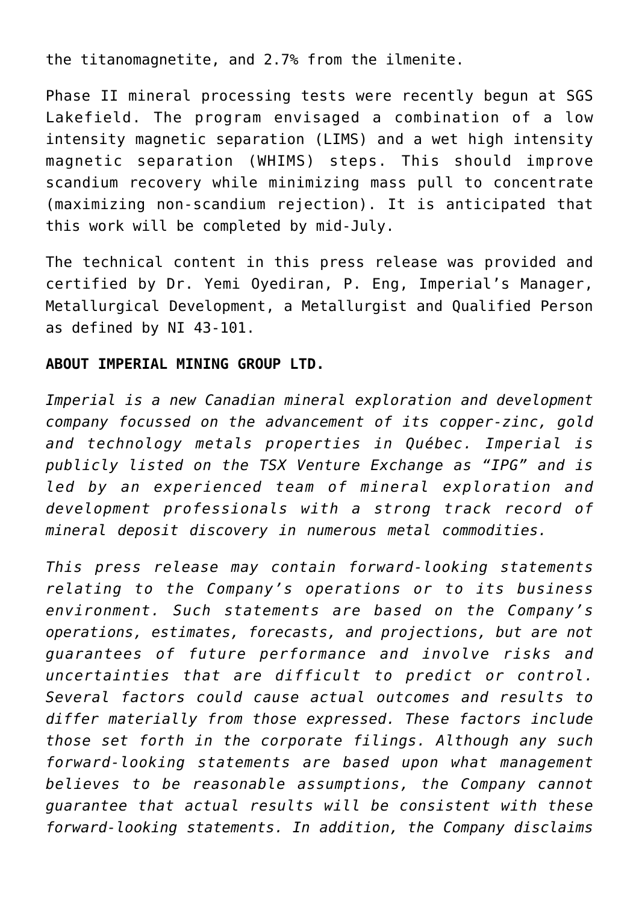the titanomagnetite, and 2.7% from the ilmenite.

Phase II mineral processing tests were recently begun at SGS Lakefield. The program envisaged a combination of a low intensity magnetic separation (LIMS) and a wet high intensity magnetic separation (WHIMS) steps. This should improve scandium recovery while minimizing mass pull to concentrate (maximizing non-scandium rejection). It is anticipated that this work will be completed by mid-July.

The technical content in this press release was provided and certified by Dr. Yemi Oyediran, P. Eng, Imperial's Manager, Metallurgical Development, a Metallurgist and Qualified Person as defined by NI 43-101.

**ABOUT IMPERIAL MINING GROUP LTD.**

*Imperial is a new Canadian mineral exploration and development company focussed on the advancement of its copper-zinc, gold and technology metals properties in Québec. Imperial is publicly listed on the TSX Venture Exchange as "IPG" and is led by an experienced team of mineral exploration and development professionals with a strong track record of mineral deposit discovery in numerous metal commodities.*

*This press release may contain forward-looking statements relating to the Company's operations or to its business environment. Such statements are based on the Company's operations, estimates, forecasts, and projections, but are not guarantees of future performance and involve risks and uncertainties that are difficult to predict or control. Several factors could cause actual outcomes and results to differ materially from those expressed. These factors include those set forth in the corporate filings. Although any such forward-looking statements are based upon what management believes to be reasonable assumptions, the Company cannot guarantee that actual results will be consistent with these forward-looking statements. In addition, the Company disclaims*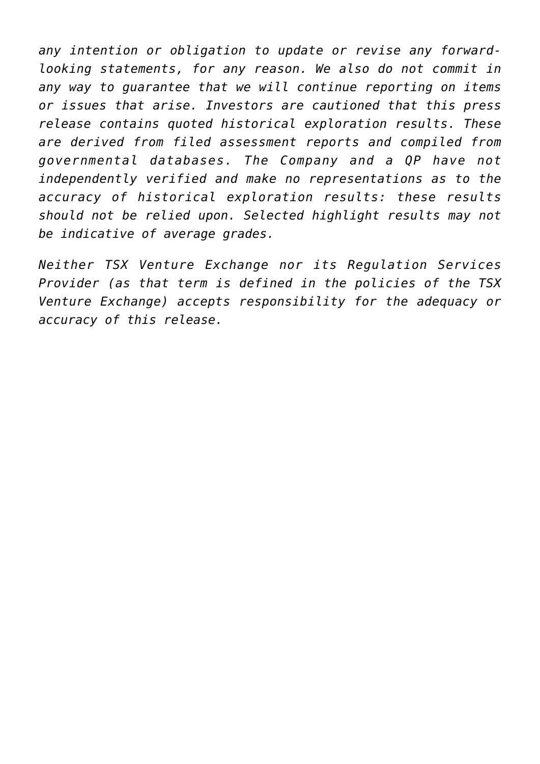*any intention or obligation to update or revise any forward-looking statements, for any reason. We also do not commit in any way to guarantee that we will continue reporting on items or issues that arise. Investors are cautioned that this press release contains quoted historical exploration results. These are derived from filed assessment reports and compiled from governmental databases. The Company and a QP have not independently verified and make no representations as to the accuracy of historical exploration results: these results should not be relied upon. Selected highlight results may not be indicative of average grades.*

*Neither TSX Venture Exchange nor its Regulation Services Provider (as that term is defined in the policies of the TSX Venture Exchange) accepts responsibility for the adequacy or accuracy of this release.*